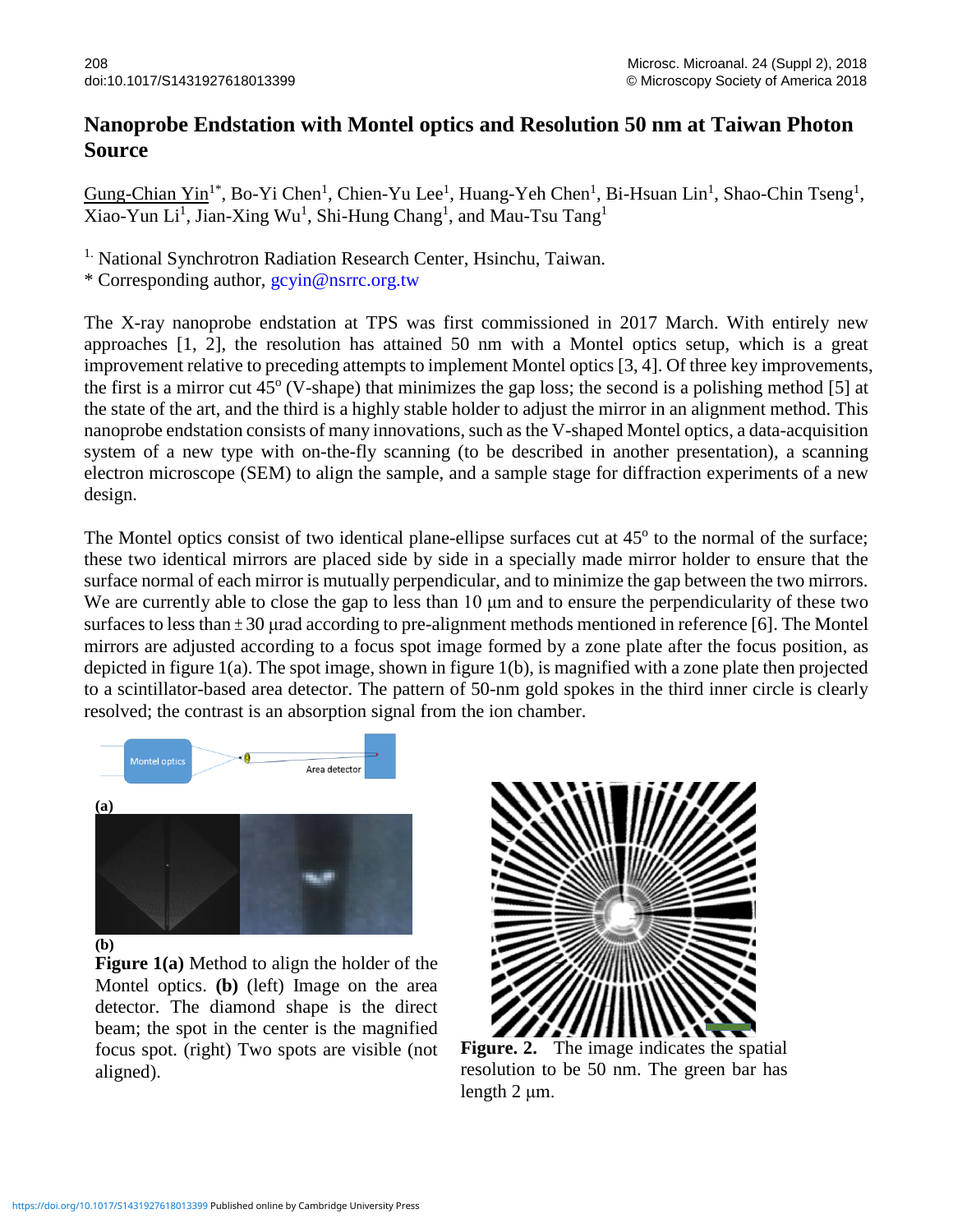# Nanoprobe Endstation with Montel optics and Resolution 50 nm at Taiwan Photon Source

Gung-Chian Yin[1*], Bo-Yi Chen[1], Chien-Yu Lee[1], Huang-Yeh Chen[1], Bi-Hsuan Lin[1], Shao-Chin Tseng[1], Xiao-Yun Li[1], Jian-Xing Wu[1], Shi-Hung Chang[1], and Mau-Tsu Tang[1]

[1.] National Synchrotron Radiation Research Center, Hsinchu, Taiwan.

\* Corresponding author, gcyin@nsrrc.org.tw

The X-ray nanoprobe endstation at TPS was first commissioned in 2017 March. With entirely new approaches [1, 2], the resolution has attained 50 nm with a Montel optics setup, which is a great improvement relative to preceding attempts to implement Montel optics [3, 4]. Of three key improvements, the first is a mirror cut 45° (V-shape) that minimizes the gap loss; the second is a polishing method [5] at the state of the art, and the third is a highly stable holder to adjust the mirror in an alignment method. This nanoprobe endstation consists of many innovations, such as the V-shaped Montel optics, a data-acquisition system of a new type with on-the-fly scanning (to be described in another presentation), a scanning electron microscope (SEM) to align the sample, and a sample stage for diffraction experiments of a new design.

The Montel optics consist of two identical plane-ellipse surfaces cut at 45° to the normal of the surface; these two identical mirrors are placed side by side in a specially made mirror holder to ensure that the surface normal of each mirror is mutually perpendicular, and to minimize the gap between the two mirrors. We are currently able to close the gap to less than 10 μm and to ensure the perpendicularity of these two surfaces to less than ± 30 μrad according to pre-alignment methods mentioned in reference [6]. The Montel mirrors are adjusted according to a focus spot image formed by a zone plate after the focus position, as depicted in figure 1(a). The spot image, shown in figure 1(b), is magnified with a zone plate then projected to a scintillator-based area detector. The pattern of 50-nm gold spokes in the third inner circle is clearly resolved; the contrast is an absorption signal from the ion chamber.

**Figure 1(a)** Method to align the holder of the Montel optics. **(b)** (left) Image on the area detector. The diamond shape is the direct beam; the spot in the center is the magnified focus spot. (right) Two spots are visible (not aligned).

**Figure. 2.** The image indicates the spatial resolution to be 50 nm. The green bar has length 2 μm.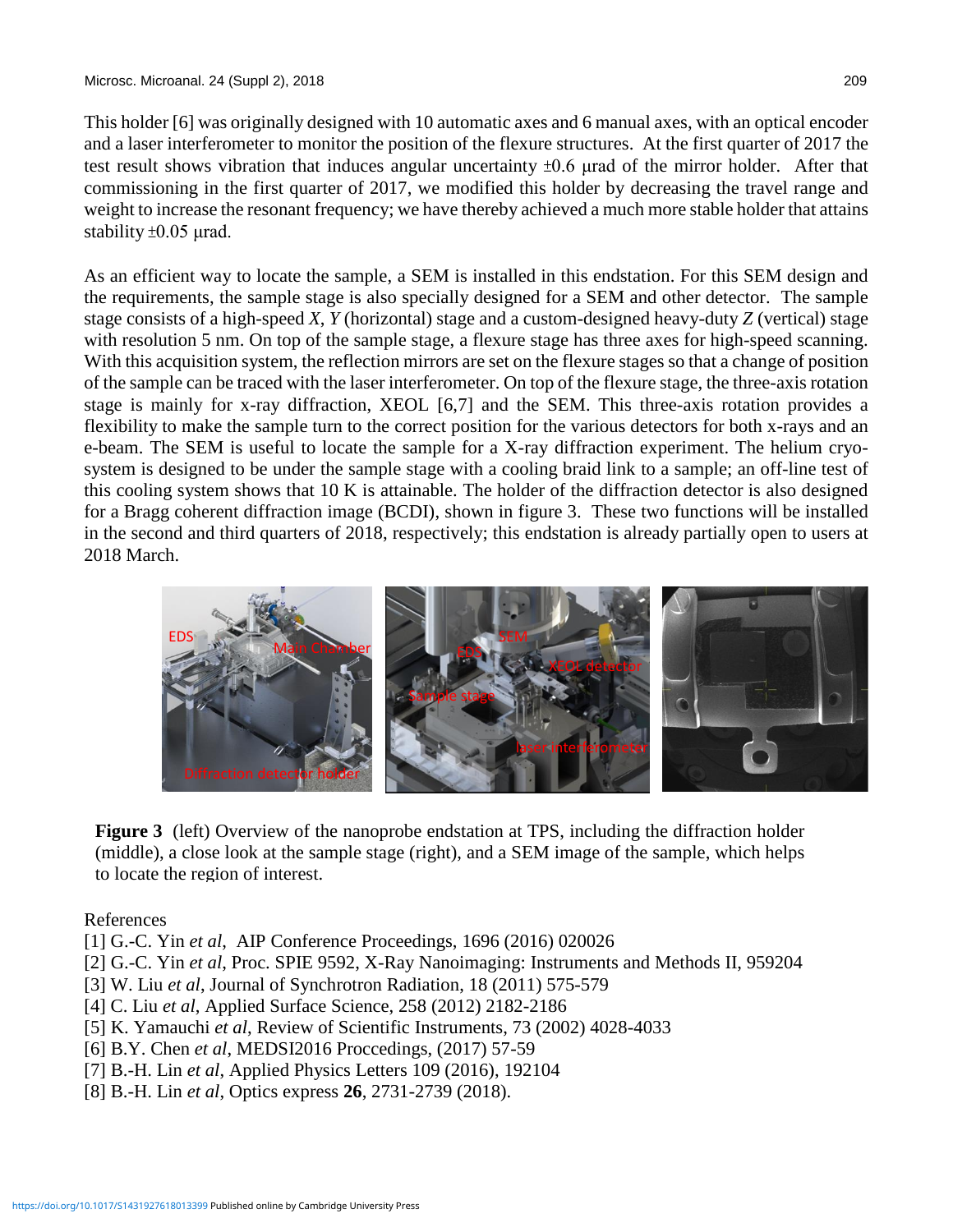This holder [6] was originally designed with 10 automatic axes and 6 manual axes, with an optical encoder and a laser interferometer to monitor the position of the flexure structures. At the first quarter of 2017 the test result shows vibration that induces angular uncertainty ±0.6 μrad of the mirror holder. After that commissioning in the first quarter of 2017, we modified this holder by decreasing the travel range and weight to increase the resonant frequency; we have thereby achieved a much more stable holder that attains stability ±0.05 μrad.

As an efficient way to locate the sample, a SEM is installed in this endstation. For this SEM design and the requirements, the sample stage is also specially designed for a SEM and other detector. The sample stage consists of a high-speed *X*, *Y* (horizontal) stage and a custom-designed heavy-duty *Z* (vertical) stage with resolution 5 nm. On top of the sample stage, a flexure stage has three axes for high-speed scanning. With this acquisition system, the reflection mirrors are set on the flexure stages so that a change of position of the sample can be traced with the laser interferometer. On top of the flexure stage, the three-axis rotation stage is mainly for x-ray diffraction, XEOL [6,7] and the SEM. This three-axis rotation provides a flexibility to make the sample turn to the correct position for the various detectors for both x-rays and an e-beam. The SEM is useful to locate the sample for a X-ray diffraction experiment. The helium cryo-system is designed to be under the sample stage with a cooling braid link to a sample; an off-line test of this cooling system shows that 10 K is attainable. The holder of the diffraction detector is also designed for a Bragg coherent diffraction image (BCDI), shown in figure 3. These two functions will be installed in the second and third quarters of 2018, respectively; this endstation is already partially open to users at 2018 March.

EDS
Main Chamber
Diffraction detector holder
SEM
EDS
XEOL detector
Sample stage
laser interferometer

**Figure 3** (left) Overview of the nanoprobe endstation at TPS, including the diffraction holder (middle), a close look at the sample stage (right), and a SEM image of the sample, which helps to locate the region of interest.

References

[1] G.-C. Yin *et al*, AIP Conference Proceedings, 1696 (2016) 020026
[2] G.-C. Yin *et al*, Proc. SPIE 9592, X-Ray Nanoimaging: Instruments and Methods II, 959204
[3] W. Liu *et al*, Journal of Synchrotron Radiation, 18 (2011) 575-579
[4] C. Liu *et al*, Applied Surface Science, 258 (2012) 2182-2186
[5] K. Yamauchi *et al*, Review of Scientific Instruments, 73 (2002) 4028-4033
[6] B.Y. Chen *et al*, MEDSI2016 Proccedings, (2017) 57-59
[7] B.-H. Lin *et al*, Applied Physics Letters 109 (2016), 192104
[8] B.-H. Lin *et al*, Optics express **26**, 2731-2739 (2018).